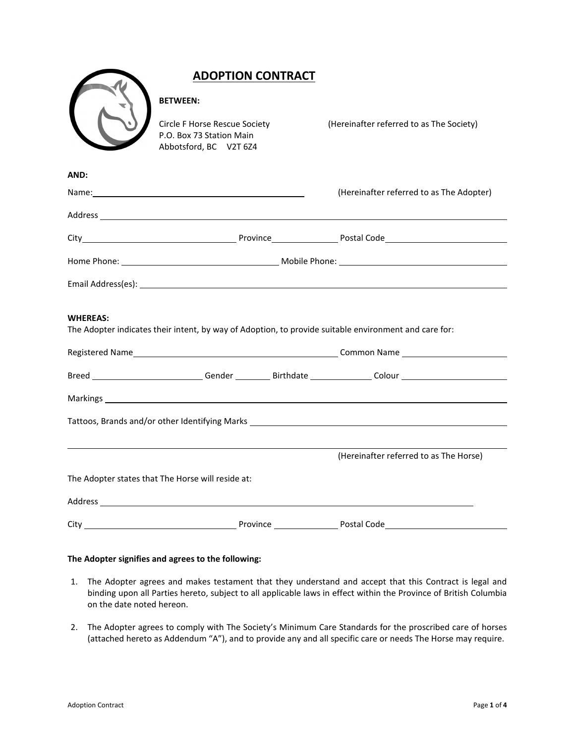# ADOPTION CONTRACT

**BETWEEN:**

Circle F Horse Rescue Society (Hereinafter referred to as The Society)
P.O. Box 73 Station Main
Abbotsford, BC V2T 6Z4

**AND:**

Name: ______________________________ (Hereinafter referred to as The Adopter)

Address ______________________________

City ____________ Province ____________ Postal Code ____________

Home Phone: ____________ Mobile Phone: ____________

Email Address(es): ______________________________

**WHEREAS:**
The Adopter indicates their intent, by way of Adoption, to provide suitable environment and care for:

Registered Name ____________ Common Name ____________

Breed ____________ Gender ________ Birthdate ____________ Colour ____________

Markings ______________________________

Tattoos, Brands and/or other Identifying Marks ______________________________

______________________________ (Hereinafter referred to as The Horse)

The Adopter states that The Horse will reside at:

Address ______________________________

City ____________ Province ____________ Postal Code ____________

**The Adopter signifies and agrees to the following:**

1. The Adopter agrees and makes testament that they understand and accept that this Contract is legal and binding upon all Parties hereto, subject to all applicable laws in effect within the Province of British Columbia on the date noted hereon.

2. The Adopter agrees to comply with The Society's Minimum Care Standards for the proscribed care of horses (attached hereto as Addendum "A"), and to provide any and all specific care or needs The Horse may require.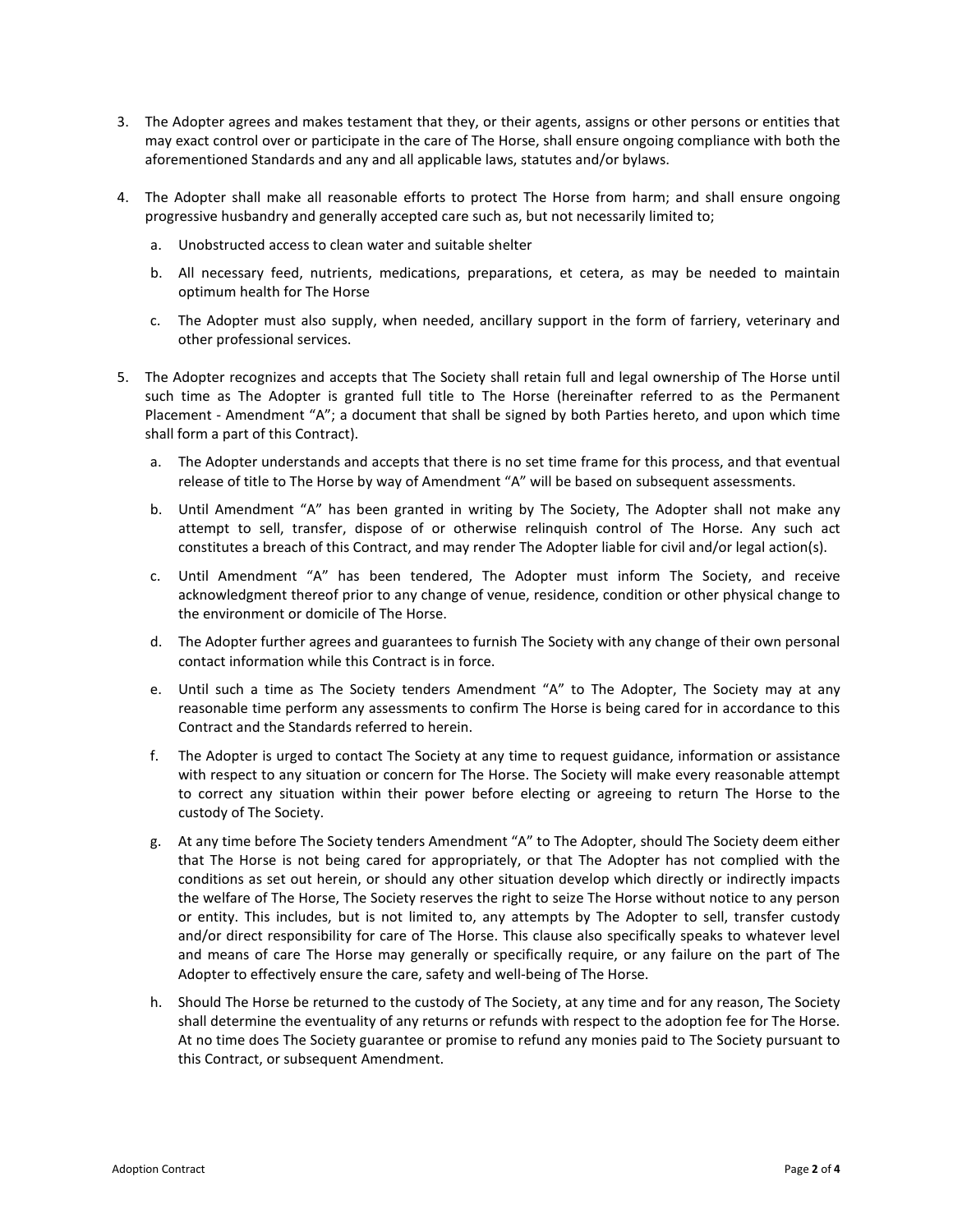3. The Adopter agrees and makes testament that they, or their agents, assigns or other persons or entities that may exact control over or participate in the care of The Horse, shall ensure ongoing compliance with both the aforementioned Standards and any and all applicable laws, statutes and/or bylaws.

4. The Adopter shall make all reasonable efforts to protect The Horse from harm; and shall ensure ongoing progressive husbandry and generally accepted care such as, but not necessarily limited to;

   a. Unobstructed access to clean water and suitable shelter

   b. All necessary feed, nutrients, medications, preparations, et cetera, as may be needed to maintain optimum health for The Horse

   c. The Adopter must also supply, when needed, ancillary support in the form of farriery, veterinary and other professional services.

5. The Adopter recognizes and accepts that The Society shall retain full and legal ownership of The Horse until such time as The Adopter is granted full title to The Horse (hereinafter referred to as the Permanent Placement - Amendment "A"; a document that shall be signed by both Parties hereto, and upon which time shall form a part of this Contract).

   a. The Adopter understands and accepts that there is no set time frame for this process, and that eventual release of title to The Horse by way of Amendment "A" will be based on subsequent assessments.

   b. Until Amendment "A" has been granted in writing by The Society, The Adopter shall not make any attempt to sell, transfer, dispose of or otherwise relinquish control of The Horse. Any such act constitutes a breach of this Contract, and may render The Adopter liable for civil and/or legal action(s).

   c. Until Amendment "A" has been tendered, The Adopter must inform The Society, and receive acknowledgment thereof prior to any change of venue, residence, condition or other physical change to the environment or domicile of The Horse.

   d. The Adopter further agrees and guarantees to furnish The Society with any change of their own personal contact information while this Contract is in force.

   e. Until such a time as The Society tenders Amendment "A" to The Adopter, The Society may at any reasonable time perform any assessments to confirm The Horse is being cared for in accordance to this Contract and the Standards referred to herein.

   f. The Adopter is urged to contact The Society at any time to request guidance, information or assistance with respect to any situation or concern for The Horse. The Society will make every reasonable attempt to correct any situation within their power before electing or agreeing to return The Horse to the custody of The Society.

   g. At any time before The Society tenders Amendment "A" to The Adopter, should The Society deem either that The Horse is not being cared for appropriately, or that The Adopter has not complied with the conditions as set out herein, or should any other situation develop which directly or indirectly impacts the welfare of The Horse, The Society reserves the right to seize The Horse without notice to any person or entity. This includes, but is not limited to, any attempts by The Adopter to sell, transfer custody and/or direct responsibility for care of The Horse. This clause also specifically speaks to whatever level and means of care The Horse may generally or specifically require, or any failure on the part of The Adopter to effectively ensure the care, safety and well-being of The Horse.

   h. Should The Horse be returned to the custody of The Society, at any time and for any reason, The Society shall determine the eventuality of any returns or refunds with respect to the adoption fee for The Horse. At no time does The Society guarantee or promise to refund any monies paid to The Society pursuant to this Contract, or subsequent Amendment.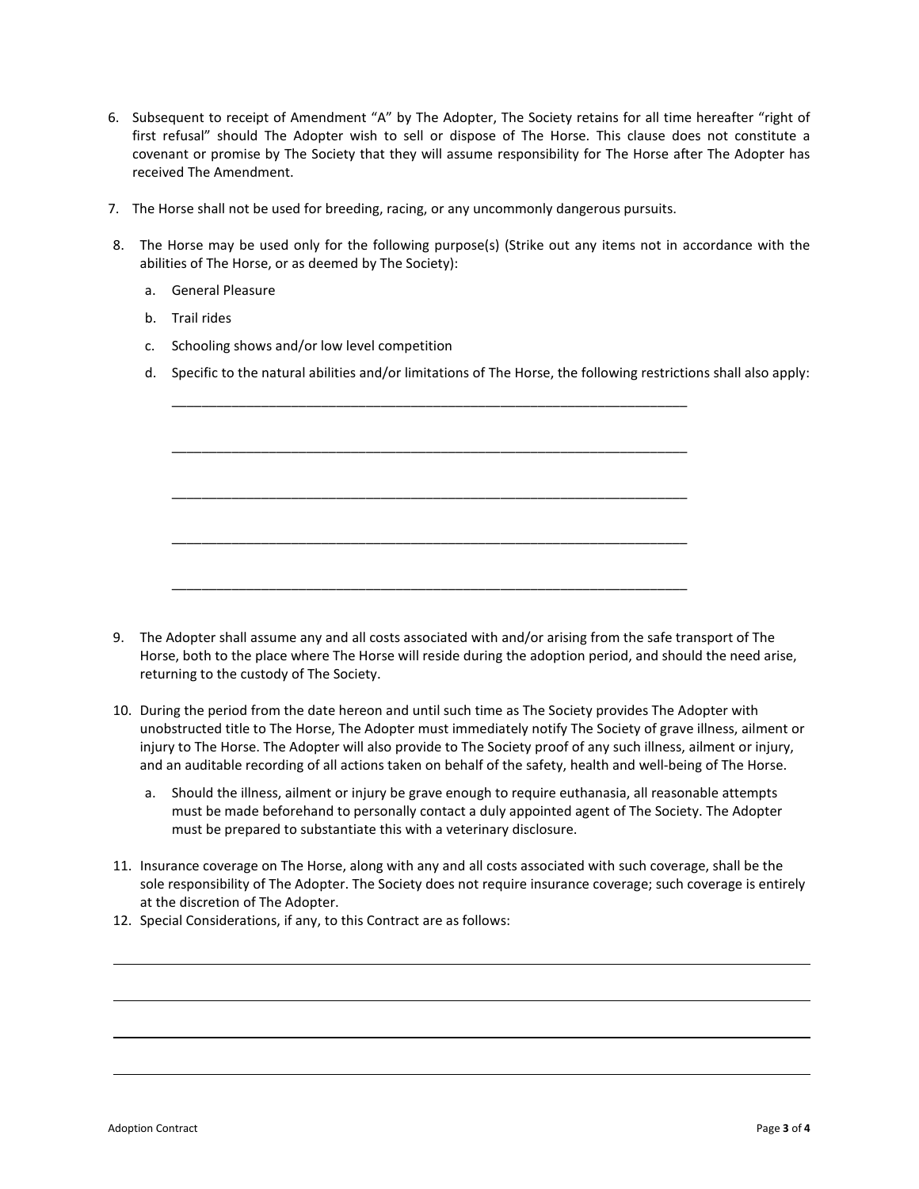6. Subsequent to receipt of Amendment "A" by The Adopter, The Society retains for all time hereafter "right of first refusal" should The Adopter wish to sell or dispose of The Horse. This clause does not constitute a covenant or promise by The Society that they will assume responsibility for The Horse after The Adopter has received The Amendment.

7. The Horse shall not be used for breeding, racing, or any uncommonly dangerous pursuits.

8. The Horse may be used only for the following purpose(s) (Strike out any items not in accordance with the abilities of The Horse, or as deemed by The Society):

   a. General Pleasure

   b. Trail rides

   c. Schooling shows and/or low level competition

   d. Specific to the natural abilities and/or limitations of The Horse, the following restrictions shall also apply:

   ______________________________________________________________________

   ______________________________________________________________________

   ______________________________________________________________________

   ______________________________________________________________________

   ______________________________________________________________________

9. The Adopter shall assume any and all costs associated with and/or arising from the safe transport of The Horse, both to the place where The Horse will reside during the adoption period, and should the need arise, returning to the custody of The Society.

10. During the period from the date hereon and until such time as The Society provides The Adopter with unobstructed title to The Horse, The Adopter must immediately notify The Society of grave illness, ailment or injury to The Horse. The Adopter will also provide to The Society proof of any such illness, ailment or injury, and an auditable recording of all actions taken on behalf of the safety, health and well-being of The Horse.

    a. Should the illness, ailment or injury be grave enough to require euthanasia, all reasonable attempts must be made beforehand to personally contact a duly appointed agent of The Society. The Adopter must be prepared to substantiate this with a veterinary disclosure.

11. Insurance coverage on The Horse, along with any and all costs associated with such coverage, shall be the sole responsibility of The Adopter. The Society does not require insurance coverage; such coverage is entirely at the discretion of The Adopter.

12. Special Considerations, if any, to this Contract are as follows:

______________________________________________________________________

______________________________________________________________________

______________________________________________________________________

______________________________________________________________________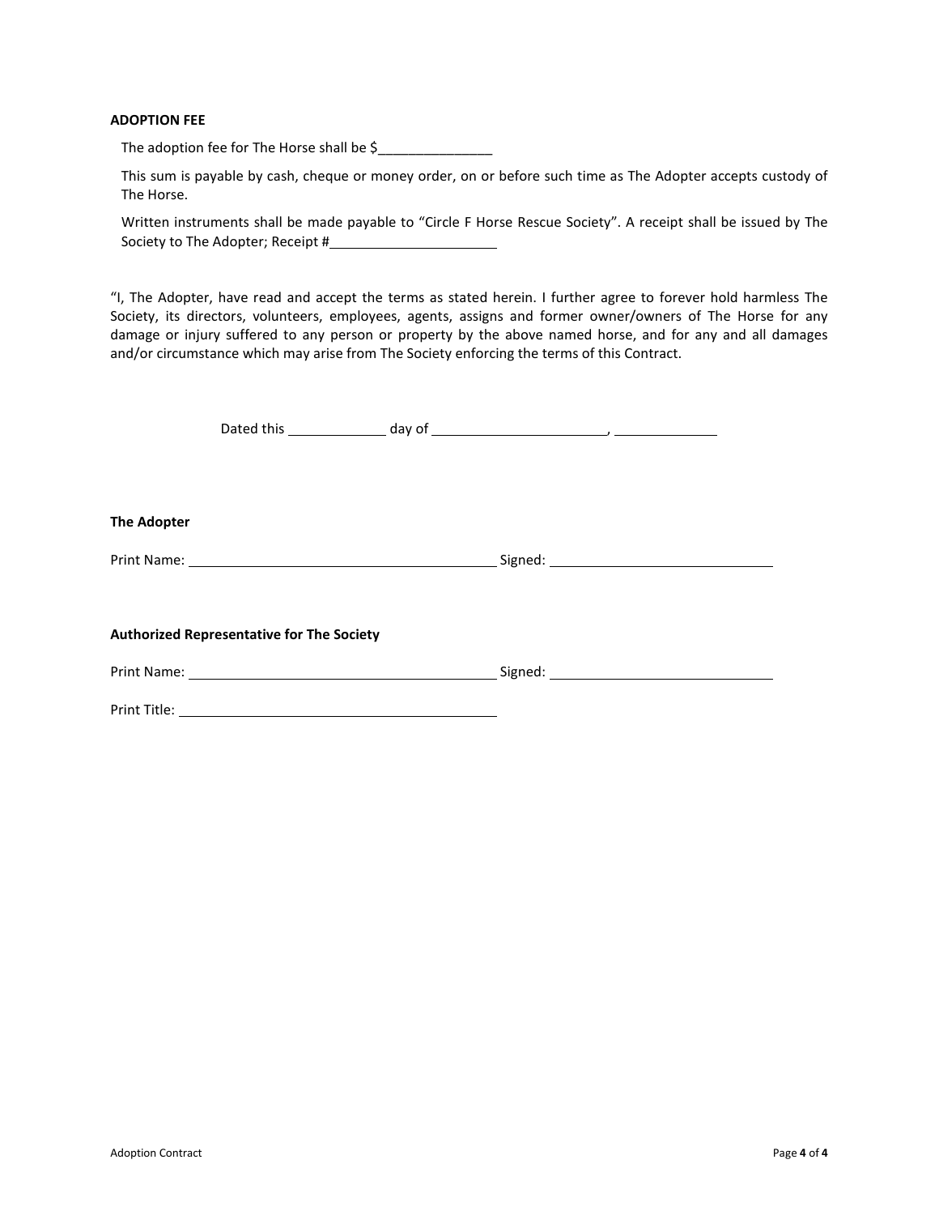**ADOPTION FEE**

The adoption fee for The Horse shall be $_______________

This sum is payable by cash, cheque or money order, on or before such time as The Adopter accepts custody of The Horse.

Written instruments shall be made payable to "Circle F Horse Rescue Society". A receipt shall be issued by The Society to The Adopter; Receipt #______________________

"I, The Adopter, have read and accept the terms as stated herein. I further agree to forever hold harmless The Society, its directors, volunteers, employees, agents, assigns and former owner/owners of The Horse for any damage or injury suffered to any person or property by the above named horse, and for any and all damages and/or circumstance which may arise from The Society enforcing the terms of this Contract.

Dated this _____________ day of _______________________, _____________

**The Adopter**

Print Name: ________________________________________ Signed: ______________________________

**Authorized Representative for The Society**

Print Name: ________________________________________ Signed: ______________________________

Print Title: ________________________________________